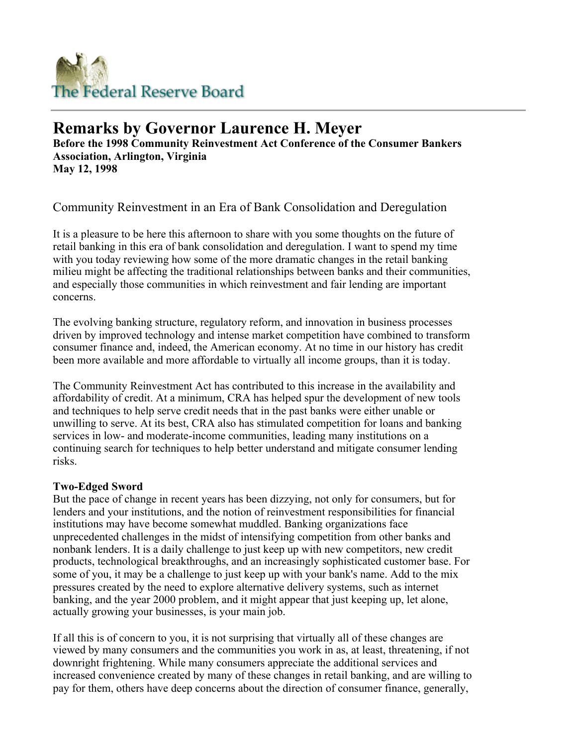The Federal Reserve Board

# Remarks by Governor Laurence H. Meyer

**Before the 1998 Community Reinvestment Act Conference of the Consumer Bankers Association, Arlington, Virginia**
**May 12, 1998**

## Community Reinvestment in an Era of Bank Consolidation and Deregulation

It is a pleasure to be here this afternoon to share with you some thoughts on the future of retail banking in this era of bank consolidation and deregulation. I want to spend my time with you today reviewing how some of the more dramatic changes in the retail banking milieu might be affecting the traditional relationships between banks and their communities, and especially those communities in which reinvestment and fair lending are important concerns.

The evolving banking structure, regulatory reform, and innovation in business processes driven by improved technology and intense market competition have combined to transform consumer finance and, indeed, the American economy. At no time in our history has credit been more available and more affordable to virtually all income groups, than it is today.

The Community Reinvestment Act has contributed to this increase in the availability and affordability of credit. At a minimum, CRA has helped spur the development of new tools and techniques to help serve credit needs that in the past banks were either unable or unwilling to serve. At its best, CRA also has stimulated competition for loans and banking services in low- and moderate-income communities, leading many institutions on a continuing search for techniques to help better understand and mitigate consumer lending risks.

**Two-Edged Sword**
But the pace of change in recent years has been dizzying, not only for consumers, but for lenders and your institutions, and the notion of reinvestment responsibilities for financial institutions may have become somewhat muddled. Banking organizations face unprecedented challenges in the midst of intensifying competition from other banks and nonbank lenders. It is a daily challenge to just keep up with new competitors, new credit products, technological breakthroughs, and an increasingly sophisticated customer base. For some of you, it may be a challenge to just keep up with your bank's name. Add to the mix pressures created by the need to explore alternative delivery systems, such as internet banking, and the year 2000 problem, and it might appear that just keeping up, let alone, actually growing your businesses, is your main job.

If all this is of concern to you, it is not surprising that virtually all of these changes are viewed by many consumers and the communities you work in as, at least, threatening, if not downright frightening. While many consumers appreciate the additional services and increased convenience created by many of these changes in retail banking, and are willing to pay for them, others have deep concerns about the direction of consumer finance, generally,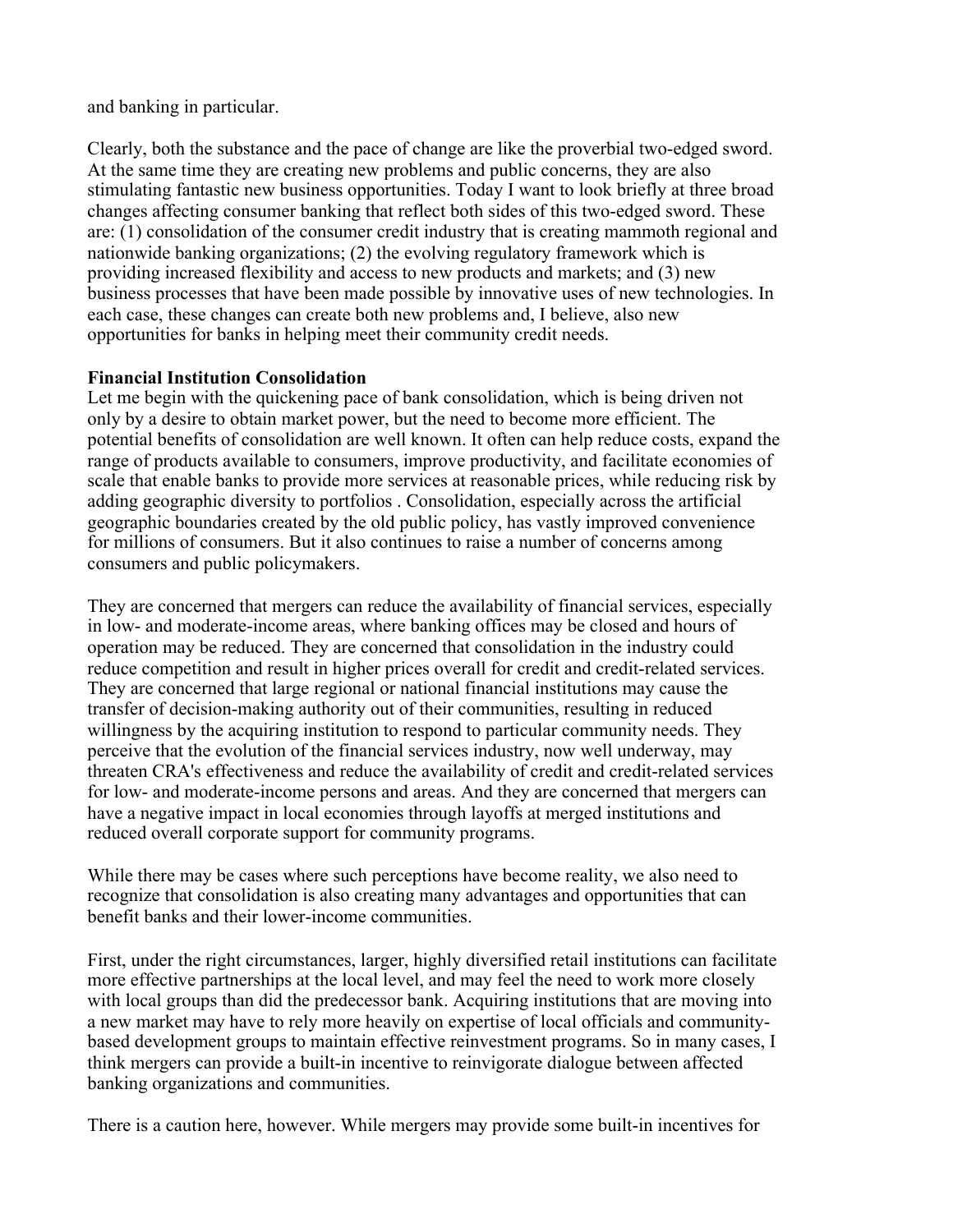and banking in particular.

Clearly, both the substance and the pace of change are like the proverbial two-edged sword. At the same time they are creating new problems and public concerns, they are also stimulating fantastic new business opportunities. Today I want to look briefly at three broad changes affecting consumer banking that reflect both sides of this two-edged sword. These are: (1) consolidation of the consumer credit industry that is creating mammoth regional and nationwide banking organizations; (2) the evolving regulatory framework which is providing increased flexibility and access to new products and markets; and (3) new business processes that have been made possible by innovative uses of new technologies. In each case, these changes can create both new problems and, I believe, also new opportunities for banks in helping meet their community credit needs.

**Financial Institution Consolidation**

Let me begin with the quickening pace of bank consolidation, which is being driven not only by a desire to obtain market power, but the need to become more efficient. The potential benefits of consolidation are well known. It often can help reduce costs, expand the range of products available to consumers, improve productivity, and facilitate economies of scale that enable banks to provide more services at reasonable prices, while reducing risk by adding geographic diversity to portfolios . Consolidation, especially across the artificial geographic boundaries created by the old public policy, has vastly improved convenience for millions of consumers. But it also continues to raise a number of concerns among consumers and public policymakers.

They are concerned that mergers can reduce the availability of financial services, especially in low- and moderate-income areas, where banking offices may be closed and hours of operation may be reduced. They are concerned that consolidation in the industry could reduce competition and result in higher prices overall for credit and credit-related services. They are concerned that large regional or national financial institutions may cause the transfer of decision-making authority out of their communities, resulting in reduced willingness by the acquiring institution to respond to particular community needs. They perceive that the evolution of the financial services industry, now well underway, may threaten CRA's effectiveness and reduce the availability of credit and credit-related services for low- and moderate-income persons and areas. And they are concerned that mergers can have a negative impact in local economies through layoffs at merged institutions and reduced overall corporate support for community programs.

While there may be cases where such perceptions have become reality, we also need to recognize that consolidation is also creating many advantages and opportunities that can benefit banks and their lower-income communities.

First, under the right circumstances, larger, highly diversified retail institutions can facilitate more effective partnerships at the local level, and may feel the need to work more closely with local groups than did the predecessor bank. Acquiring institutions that are moving into a new market may have to rely more heavily on expertise of local officials and community-based development groups to maintain effective reinvestment programs. So in many cases, I think mergers can provide a built-in incentive to reinvigorate dialogue between affected banking organizations and communities.

There is a caution here, however. While mergers may provide some built-in incentives for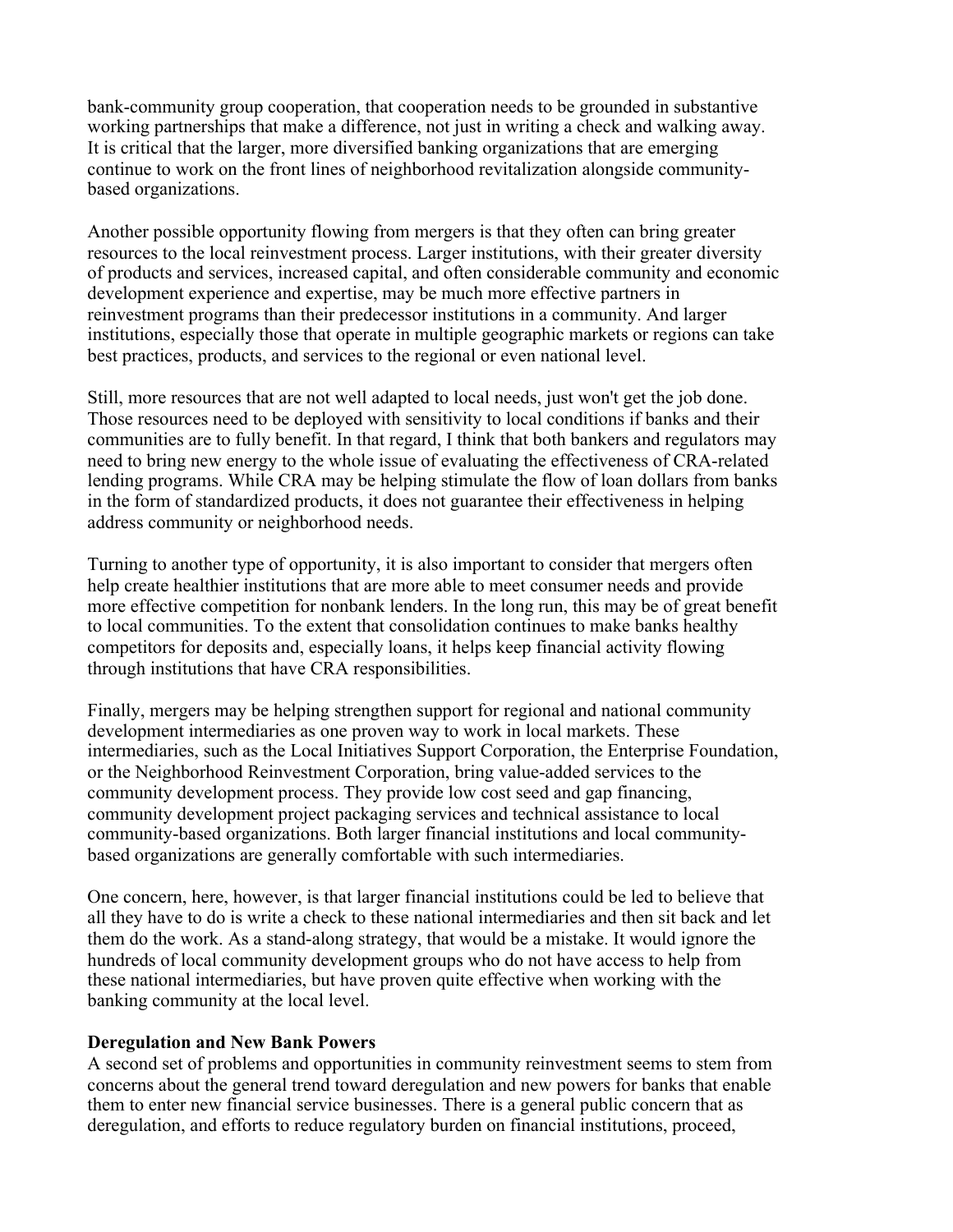bank-community group cooperation, that cooperation needs to be grounded in substantive working partnerships that make a difference, not just in writing a check and walking away. It is critical that the larger, more diversified banking organizations that are emerging continue to work on the front lines of neighborhood revitalization alongside community-based organizations.

Another possible opportunity flowing from mergers is that they often can bring greater resources to the local reinvestment process. Larger institutions, with their greater diversity of products and services, increased capital, and often considerable community and economic development experience and expertise, may be much more effective partners in reinvestment programs than their predecessor institutions in a community. And larger institutions, especially those that operate in multiple geographic markets or regions can take best practices, products, and services to the regional or even national level.

Still, more resources that are not well adapted to local needs, just won't get the job done. Those resources need to be deployed with sensitivity to local conditions if banks and their communities are to fully benefit. In that regard, I think that both bankers and regulators may need to bring new energy to the whole issue of evaluating the effectiveness of CRA-related lending programs. While CRA may be helping stimulate the flow of loan dollars from banks in the form of standardized products, it does not guarantee their effectiveness in helping address community or neighborhood needs.

Turning to another type of opportunity, it is also important to consider that mergers often help create healthier institutions that are more able to meet consumer needs and provide more effective competition for nonbank lenders. In the long run, this may be of great benefit to local communities. To the extent that consolidation continues to make banks healthy competitors for deposits and, especially loans, it helps keep financial activity flowing through institutions that have CRA responsibilities.

Finally, mergers may be helping strengthen support for regional and national community development intermediaries as one proven way to work in local markets. These intermediaries, such as the Local Initiatives Support Corporation, the Enterprise Foundation, or the Neighborhood Reinvestment Corporation, bring value-added services to the community development process. They provide low cost seed and gap financing, community development project packaging services and technical assistance to local community-based organizations. Both larger financial institutions and local community-based organizations are generally comfortable with such intermediaries.

One concern, here, however, is that larger financial institutions could be led to believe that all they have to do is write a check to these national intermediaries and then sit back and let them do the work. As a stand-along strategy, that would be a mistake. It would ignore the hundreds of local community development groups who do not have access to help from these national intermediaries, but have proven quite effective when working with the banking community at the local level.

**Deregulation and New Bank Powers**

A second set of problems and opportunities in community reinvestment seems to stem from concerns about the general trend toward deregulation and new powers for banks that enable them to enter new financial service businesses. There is a general public concern that as deregulation, and efforts to reduce regulatory burden on financial institutions, proceed,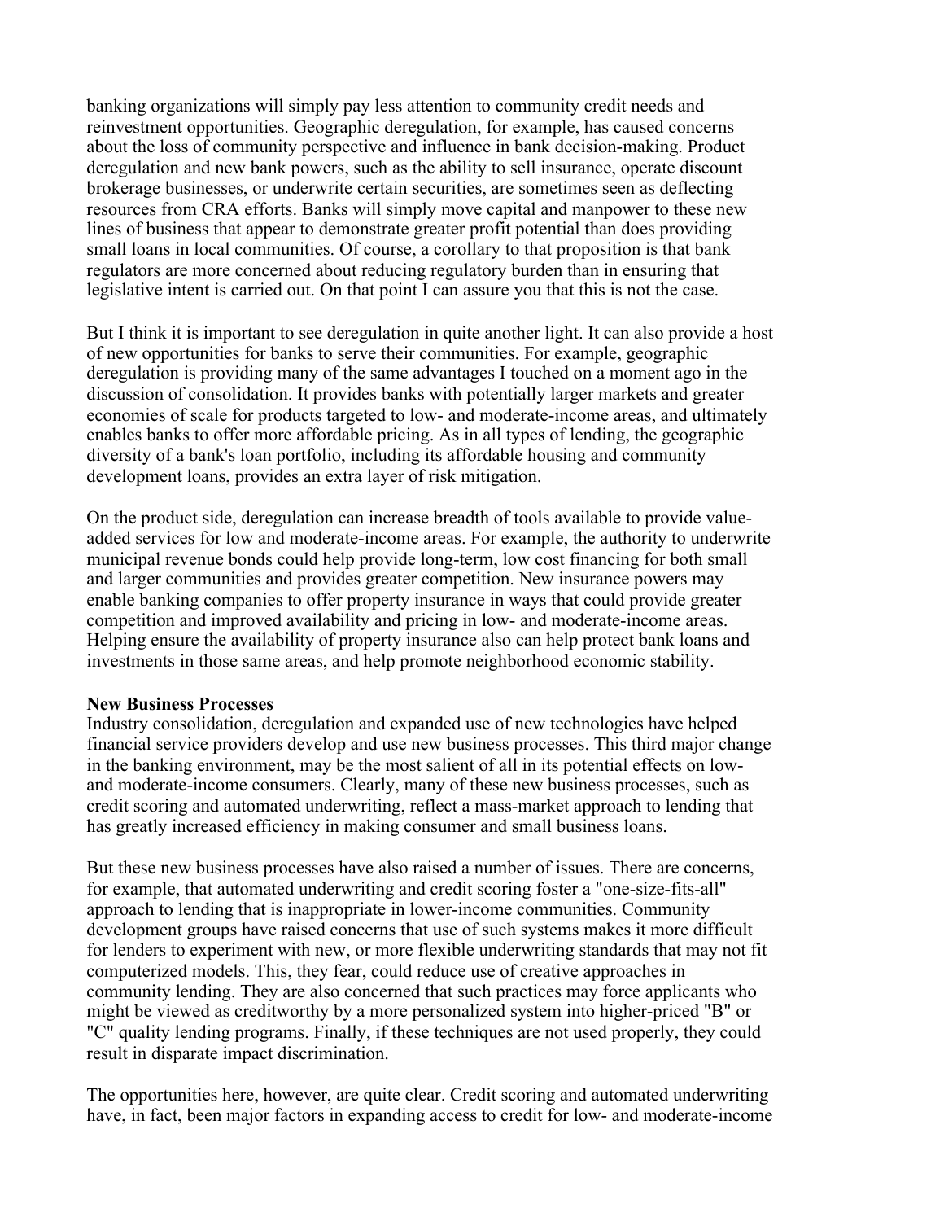banking organizations will simply pay less attention to community credit needs and reinvestment opportunities. Geographic deregulation, for example, has caused concerns about the loss of community perspective and influence in bank decision-making. Product deregulation and new bank powers, such as the ability to sell insurance, operate discount brokerage businesses, or underwrite certain securities, are sometimes seen as deflecting resources from CRA efforts. Banks will simply move capital and manpower to these new lines of business that appear to demonstrate greater profit potential than does providing small loans in local communities. Of course, a corollary to that proposition is that bank regulators are more concerned about reducing regulatory burden than in ensuring that legislative intent is carried out. On that point I can assure you that this is not the case.

But I think it is important to see deregulation in quite another light. It can also provide a host of new opportunities for banks to serve their communities. For example, geographic deregulation is providing many of the same advantages I touched on a moment ago in the discussion of consolidation. It provides banks with potentially larger markets and greater economies of scale for products targeted to low- and moderate-income areas, and ultimately enables banks to offer more affordable pricing. As in all types of lending, the geographic diversity of a bank's loan portfolio, including its affordable housing and community development loans, provides an extra layer of risk mitigation.

On the product side, deregulation can increase breadth of tools available to provide value-added services for low and moderate-income areas. For example, the authority to underwrite municipal revenue bonds could help provide long-term, low cost financing for both small and larger communities and provides greater competition. New insurance powers may enable banking companies to offer property insurance in ways that could provide greater competition and improved availability and pricing in low- and moderate-income areas. Helping ensure the availability of property insurance also can help protect bank loans and investments in those same areas, and help promote neighborhood economic stability.

**New Business Processes**

Industry consolidation, deregulation and expanded use of new technologies have helped financial service providers develop and use new business processes. This third major change in the banking environment, may be the most salient of all in its potential effects on low- and moderate-income consumers. Clearly, many of these new business processes, such as credit scoring and automated underwriting, reflect a mass-market approach to lending that has greatly increased efficiency in making consumer and small business loans.

But these new business processes have also raised a number of issues. There are concerns, for example, that automated underwriting and credit scoring foster a "one-size-fits-all" approach to lending that is inappropriate in lower-income communities. Community development groups have raised concerns that use of such systems makes it more difficult for lenders to experiment with new, or more flexible underwriting standards that may not fit computerized models. This, they fear, could reduce use of creative approaches in community lending. They are also concerned that such practices may force applicants who might be viewed as creditworthy by a more personalized system into higher-priced "B" or "C" quality lending programs. Finally, if these techniques are not used properly, they could result in disparate impact discrimination.

The opportunities here, however, are quite clear. Credit scoring and automated underwriting have, in fact, been major factors in expanding access to credit for low- and moderate-income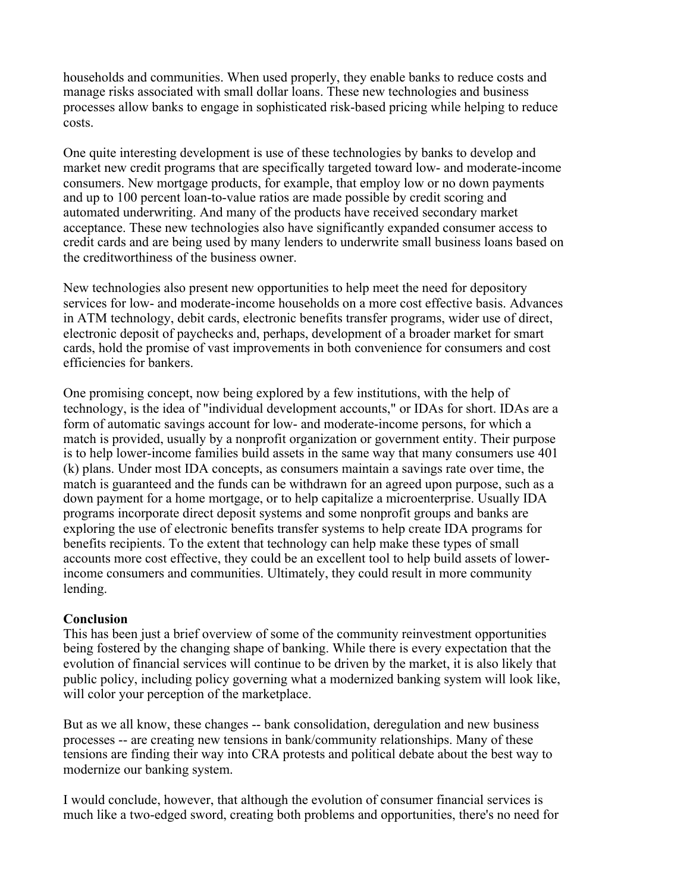households and communities. When used properly, they enable banks to reduce costs and manage risks associated with small dollar loans. These new technologies and business processes allow banks to engage in sophisticated risk-based pricing while helping to reduce costs.

One quite interesting development is use of these technologies by banks to develop and market new credit programs that are specifically targeted toward low- and moderate-income consumers. New mortgage products, for example, that employ low or no down payments and up to 100 percent loan-to-value ratios are made possible by credit scoring and automated underwriting. And many of the products have received secondary market acceptance. These new technologies also have significantly expanded consumer access to credit cards and are being used by many lenders to underwrite small business loans based on the creditworthiness of the business owner.

New technologies also present new opportunities to help meet the need for depository services for low- and moderate-income households on a more cost effective basis. Advances in ATM technology, debit cards, electronic benefits transfer programs, wider use of direct, electronic deposit of paychecks and, perhaps, development of a broader market for smart cards, hold the promise of vast improvements in both convenience for consumers and cost efficiencies for bankers.

One promising concept, now being explored by a few institutions, with the help of technology, is the idea of "individual development accounts," or IDAs for short. IDAs are a form of automatic savings account for low- and moderate-income persons, for which a match is provided, usually by a nonprofit organization or government entity. Their purpose is to help lower-income families build assets in the same way that many consumers use 401 (k) plans. Under most IDA concepts, as consumers maintain a savings rate over time, the match is guaranteed and the funds can be withdrawn for an agreed upon purpose, such as a down payment for a home mortgage, or to help capitalize a microenterprise. Usually IDA programs incorporate direct deposit systems and some nonprofit groups and banks are exploring the use of electronic benefits transfer systems to help create IDA programs for benefits recipients. To the extent that technology can help make these types of small accounts more cost effective, they could be an excellent tool to help build assets of lower-income consumers and communities. Ultimately, they could result in more community lending.

**Conclusion**

This has been just a brief overview of some of the community reinvestment opportunities being fostered by the changing shape of banking. While there is every expectation that the evolution of financial services will continue to be driven by the market, it is also likely that public policy, including policy governing what a modernized banking system will look like, will color your perception of the marketplace.

But as we all know, these changes -- bank consolidation, deregulation and new business processes -- are creating new tensions in bank/community relationships. Many of these tensions are finding their way into CRA protests and political debate about the best way to modernize our banking system.

I would conclude, however, that although the evolution of consumer financial services is much like a two-edged sword, creating both problems and opportunities, there's no need for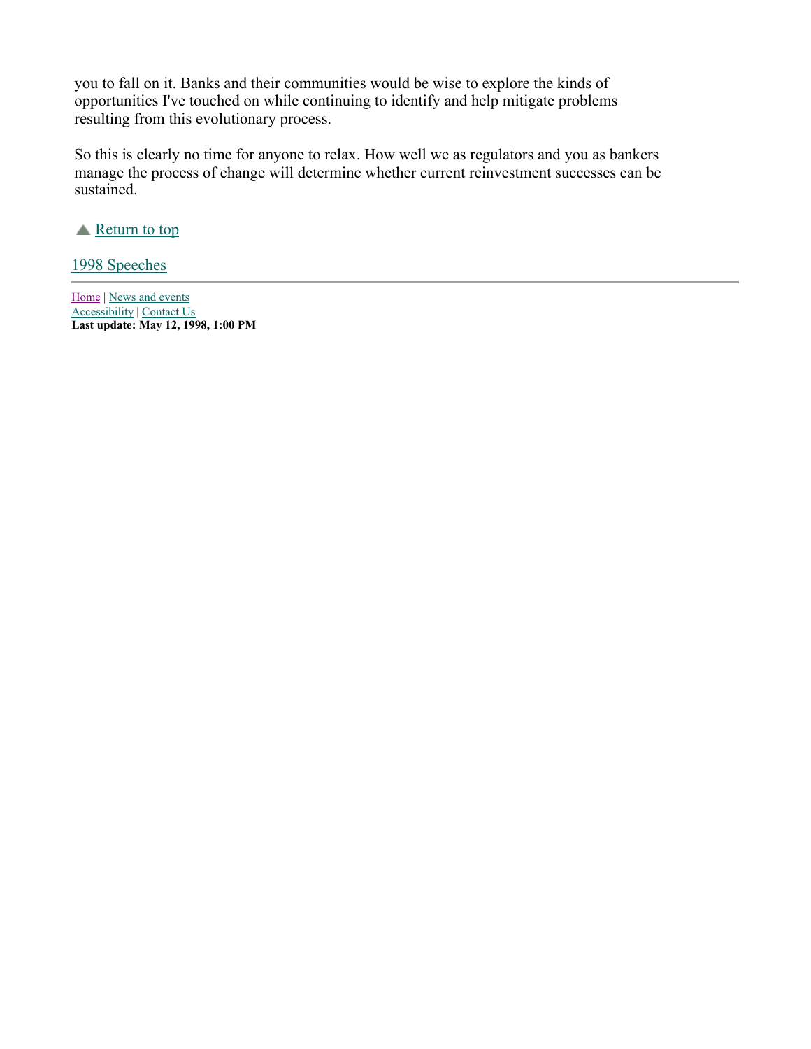you to fall on it. Banks and their communities would be wise to explore the kinds of opportunities I've touched on while continuing to identify and help mitigate problems resulting from this evolutionary process.

So this is clearly no time for anyone to relax. How well we as regulators and you as bankers manage the process of change will determine whether current reinvestment successes can be sustained.

Return to top

1998 Speeches

---

Home | News and events
Accessibility | Contact Us
**Last update: May 12, 1998, 1:00 PM**